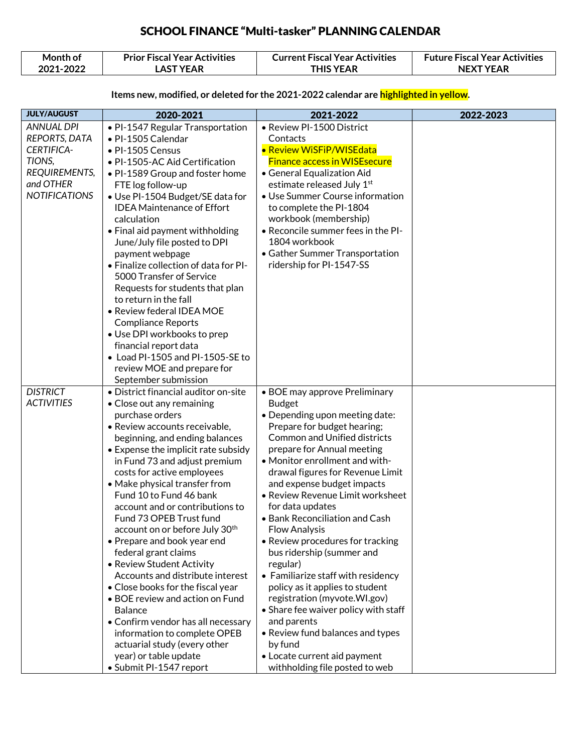# SCHOOL FINANCE "Multi-tasker" PLANNING CALENDAR

| Month of 2021-2022 | Prior Fiscal Year Activities LAST YEAR | Current Fiscal Year Activities THIS YEAR | Future Fiscal Year Activities NEXT YEAR |
|---|---|---|---|

**Items new, modified, or deleted for the 2021-2022 calendar are highlighted in yellow.**

| JULY/AUGUST | 2020-2021 | 2021-2022 | 2022-2023 |
|---|---|---|---|
| *ANNUAL DPI REPORTS, DATA CERTIFICATIONS, REQUIREMENTS, and OTHER NOTIFICATIONS* | • PI-1547 Regular Transportation<br>• PI-1505 Calendar<br>• PI-1505 Census<br>• PI-1505-AC Aid Certification<br>• PI-1589 Group and foster home FTE log follow-up<br>• Use PI-1504 Budget/SE data for IDEA Maintenance of Effort calculation<br>• Final aid payment withholding June/July file posted to DPI payment webpage<br>• Finalize collection of data for PI-5000 Transfer of Service Requests for students that plan to return in the fall<br>• Review federal IDEA MOE Compliance Reports<br>• Use DPI workbooks to prep financial report data<br>• Load PI-1505 and PI-1505-SE to review MOE and prepare for September submission | • Review PI-1500 District Contacts<br>• Review WiSFiP/WISEdata Finance access in WISEsecure<br>• General Equalization Aid estimate released July 1st<br>• Use Summer Course information to complete the PI-1804 workbook (membership)<br>• Reconcile summer fees in the PI-1804 workbook<br>• Gather Summer Transportation ridership for PI-1547-SS | |
| *DISTRICT ACTIVITIES* | • District financial auditor on-site<br>• Close out any remaining purchase orders<br>• Review accounts receivable, beginning, and ending balances<br>• Expense the implicit rate subsidy in Fund 73 and adjust premium costs for active employees<br>• Make physical transfer from Fund 10 to Fund 46 bank account and or contributions to Fund 73 OPEB Trust fund account on or before July 30th<br>• Prepare and book year end federal grant claims<br>• Review Student Activity Accounts and distribute interest<br>• Close books for the fiscal year<br>• BOE review and action on Fund Balance<br>• Confirm vendor has all necessary information to complete OPEB actuarial study (every other year) or table update<br>• Submit PI-1547 report | • BOE may approve Preliminary Budget<br>• Depending upon meeting date: Prepare for budget hearing; Common and Unified districts prepare for Annual meeting<br>• Monitor enrollment and withdrawal figures for Revenue Limit and expense budget impacts<br>• Review Revenue Limit worksheet for data updates<br>• Bank Reconciliation and Cash Flow Analysis<br>• Review procedures for tracking bus ridership (summer and regular)<br>• Familiarize staff with residency policy as it applies to student registration (myvote.WI.gov)<br>• Share fee waiver policy with staff and parents<br>• Review fund balances and types by fund<br>• Locate current aid payment withholding file posted to web | |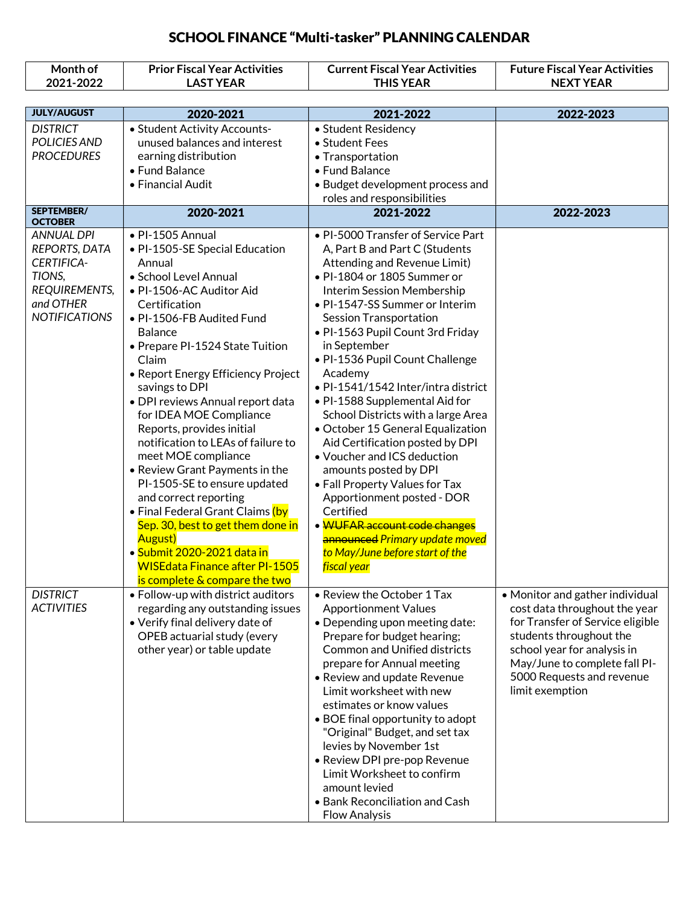# SCHOOL FINANCE "Multi-tasker" PLANNING CALENDAR

| Month of 2021-2022 | Prior Fiscal Year Activities LAST YEAR | Current Fiscal Year Activities THIS YEAR | Future Fiscal Year Activities NEXT YEAR |
|---|---|---|---|
| **JULY/AUGUST** | **2020-2021** | **2021-2022** | **2022-2023** |
| *DISTRICT POLICIES AND PROCEDURES* | • Student Activity Accounts- unused balances and interest earning distribution<br>• Fund Balance<br>• Financial Audit | • Student Residency<br>• Student Fees<br>• Transportation<br>• Fund Balance<br>• Budget development process and roles and responsibilities | |
| **SEPTEMBER/ OCTOBER** | **2020-2021** | **2021-2022** | **2022-2023** |
| *ANNUAL DPI REPORTS, DATA CERTIFICA-TIONS, REQUIREMENTS, and OTHER NOTIFICATIONS* | • PI-1505 Annual<br>• PI-1505-SE Special Education Annual<br>• School Level Annual<br>• PI-1506-AC Auditor Aid Certification<br>• PI-1506-FB Audited Fund Balance<br>• Prepare PI-1524 State Tuition Claim<br>• Report Energy Efficiency Project savings to DPI<br>• DPI reviews Annual report data for IDEA MOE Compliance Reports, provides initial notification to LEAs of failure to meet MOE compliance<br>• Review Grant Payments in the PI-1505-SE to ensure updated and correct reporting<br>• Final Federal Grant Claims (by Sep. 30, best to get them done in August)<br>• Submit 2020-2021 data in WISEdata Finance after PI-1505 is complete & compare the two | • PI-5000 Transfer of Service Part A, Part B and Part C (Students Attending and Revenue Limit)<br>• PI-1804 or 1805 Summer or Interim Session Membership<br>• PI-1547-SS Summer or Interim Session Transportation<br>• PI-1563 Pupil Count 3rd Friday in September<br>• PI-1536 Pupil Count Challenge Academy<br>• PI-1541/1542 Inter/intra district<br>• PI-1588 Supplemental Aid for School Districts with a large Area<br>• October 15 General Equalization Aid Certification posted by DPI<br>• Voucher and ICS deduction amounts posted by DPI<br>• Fall Property Values for Tax Apportionment posted - DOR Certified<br>• ~~WUFAR account code changes announced~~ *Primary update moved to May/June before start of the fiscal year* | |
| *DISTRICT ACTIVITIES* | • Follow-up with district auditors regarding any outstanding issues<br>• Verify final delivery date of OPEB actuarial study (every other year) or table update | • Review the October 1 Tax Apportionment Values<br>• Depending upon meeting date: Prepare for budget hearing; Common and Unified districts prepare for Annual meeting<br>• Review and update Revenue Limit worksheet with new estimates or know values<br>• BOE final opportunity to adopt "Original" Budget, and set tax levies by November 1st<br>• Review DPI pre-pop Revenue Limit Worksheet to confirm amount levied<br>• Bank Reconciliation and Cash Flow Analysis | • Monitor and gather individual cost data throughout the year for Transfer of Service eligible students throughout the school year for analysis in May/June to complete fall PI-5000 Requests and revenue limit exemption |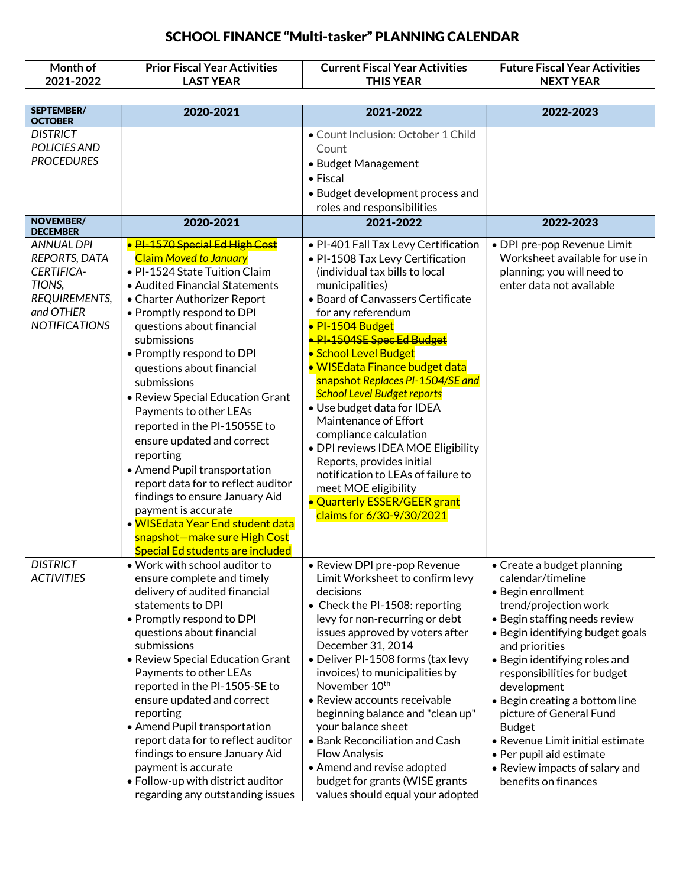# SCHOOL FINANCE "Multi-tasker" PLANNING CALENDAR

| Month of 2021-2022 | Prior Fiscal Year Activities LAST YEAR | Current Fiscal Year Activities THIS YEAR | Future Fiscal Year Activities NEXT YEAR |
|---|---|---|---|
| **SEPTEMBER/ OCTOBER** | **2020-2021** | **2021-2022** | **2022-2023** |
| *DISTRICT POLICIES AND PROCEDURES* | | • Count Inclusion: October 1 Child Count<br>• Budget Management<br>• Fiscal<br>• Budget development process and roles and responsibilities | |
| **NOVEMBER/ DECEMBER** | **2020-2021** | **2021-2022** | **2022-2023** |
| *ANNUAL DPI REPORTS, DATA CERTIFICA-TIONS, REQUIREMENTS, and OTHER NOTIFICATIONS* | • ~~PI-1570 Special Ed High Cost Claim~~ *Moved to January*<br>• PI-1524 State Tuition Claim<br>• Audited Financial Statements<br>• Charter Authorizer Report<br>• Promptly respond to DPI questions about financial submissions<br>• Promptly respond to DPI questions about financial submissions<br>• Review Special Education Grant Payments to other LEAs reported in the PI-1505SE to ensure updated and correct reporting<br>• Amend Pupil transportation report data for to reflect auditor findings to ensure January Aid payment is accurate<br>• WISEdata Year End student data snapshot—make sure High Cost Special Ed students are included | • PI-401 Fall Tax Levy Certification<br>• PI-1508 Tax Levy Certification (individual tax bills to local municipalities)<br>• Board of Canvassers Certificate for any referendum<br>• ~~PI-1504 Budget~~<br>• ~~PI-1504SE Spec Ed Budget~~<br>• ~~School Level Budget~~<br>• WISEdata Finance budget data snapshot *Replaces PI-1504/SE and School Level Budget reports*<br>• Use budget data for IDEA Maintenance of Effort compliance calculation<br>• DPI reviews IDEA MOE Eligibility Reports, provides initial notification to LEAs of failure to meet MOE eligibility<br>• Quarterly ESSER/GEER grant claims for 6/30-9/30/2021 | • DPI pre-pop Revenue Limit Worksheet available for use in planning; you will need to enter data not available |
| *DISTRICT ACTIVITIES* | • Work with school auditor to ensure complete and timely delivery of audited financial statements to DPI<br>• Promptly respond to DPI questions about financial submissions<br>• Review Special Education Grant Payments to other LEAs reported in the PI-1505-SE to ensure updated and correct reporting<br>• Amend Pupil transportation report data for to reflect auditor findings to ensure January Aid payment is accurate<br>• Follow-up with district auditor regarding any outstanding issues | • Review DPI pre-pop Revenue Limit Worksheet to confirm levy decisions<br>• Check the PI-1508: reporting levy for non-recurring or debt issues approved by voters after December 31, 2014<br>• Deliver PI-1508 forms (tax levy invoices) to municipalities by November 10th<br>• Review accounts receivable beginning balance and "clean up" your balance sheet<br>• Bank Reconciliation and Cash Flow Analysis<br>• Amend and revise adopted budget for grants (WISE grants values should equal your adopted | • Create a budget planning calendar/timeline<br>• Begin enrollment trend/projection work<br>• Begin staffing needs review<br>• Begin identifying budget goals and priorities<br>• Begin identifying roles and responsibilities for budget development<br>• Begin creating a bottom line picture of General Fund Budget<br>• Revenue Limit initial estimate<br>• Per pupil aid estimate<br>• Review impacts of salary and benefits on finances |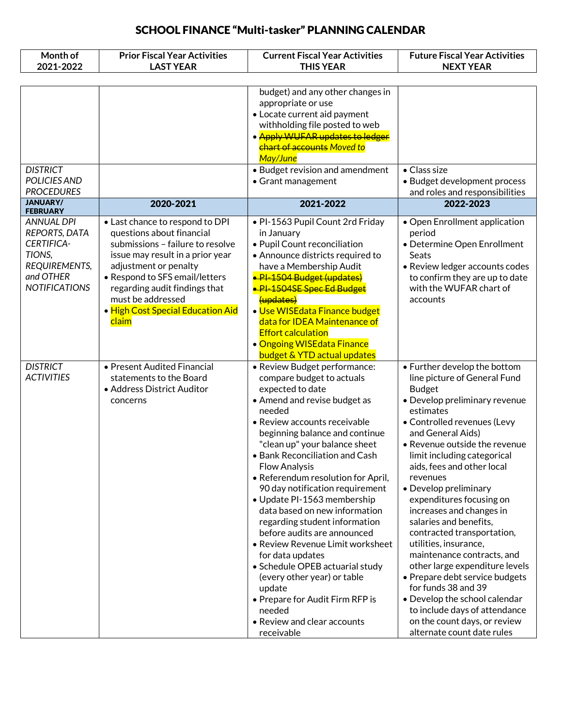# SCHOOL FINANCE "Multi-tasker" PLANNING CALENDAR

| Month of 2021-2022 | Prior Fiscal Year Activities LAST YEAR | Current Fiscal Year Activities THIS YEAR | Future Fiscal Year Activities NEXT YEAR |
|---|---|---|---|
| | | budget) and any other changes in appropriate or use<br>• Locate current aid payment withholding file posted to web<br>• ~~Apply WUFAR updates to ledger chart of accounts~~ *Moved to May/June* | |
| *DISTRICT POLICIES AND PROCEDURES* | | • Budget revision and amendment<br>• Grant management | • Class size<br>• Budget development process and roles and responsibilities |
| **JANUARY/ FEBRUARY** | **2020-2021** | **2021-2022** | **2022-2023** |
| *ANNUAL DPI REPORTS, DATA CERTIFICA-TIONS, REQUIREMENTS, and OTHER NOTIFICATIONS* | • Last chance to respond to DPI questions about financial submissions – failure to resolve issue may result in a prior year adjustment or penalty<br>• Respond to SFS email/letters regarding audit findings that must be addressed<br>• High Cost Special Education Aid claim | • PI-1563 Pupil Count 2rd Friday in January<br>• Pupil Count reconciliation<br>• Announce districts required to have a Membership Audit<br>• ~~PI-1504 Budget (updates)~~<br>• ~~PI-1504SE Spec Ed Budget (updates)~~<br>• Use WISEdata Finance budget data for IDEA Maintenance of Effort calculation<br>• Ongoing WISEdata Finance budget & YTD actual updates | • Open Enrollment application period<br>• Determine Open Enrollment Seats<br>• Review ledger accounts codes to confirm they are up to date with the WUFAR chart of accounts |
| *DISTRICT ACTIVITIES* | • Present Audited Financial statements to the Board<br>• Address District Auditor concerns | • Review Budget performance: compare budget to actuals expected to date<br>• Amend and revise budget as needed<br>• Review accounts receivable beginning balance and continue "clean up" your balance sheet<br>• Bank Reconciliation and Cash Flow Analysis<br>• Referendum resolution for April, 90 day notification requirement<br>• Update PI-1563 membership data based on new information regarding student information before audits are announced<br>• Review Revenue Limit worksheet for data updates<br>• Schedule OPEB actuarial study (every other year) or table update<br>• Prepare for Audit Firm RFP is needed<br>• Review and clear accounts receivable | • Further develop the bottom line picture of General Fund Budget<br>• Develop preliminary revenue estimates<br>• Controlled revenues (Levy and General Aids)<br>• Revenue outside the revenue limit including categorical aids, fees and other local revenues<br>• Develop preliminary expenditures focusing on increases and changes in salaries and benefits, contracted transportation, utilities, insurance, maintenance contracts, and other large expenditure levels<br>• Prepare debt service budgets for funds 38 and 39<br>• Develop the school calendar to include days of attendance on the count days, or review alternate count date rules |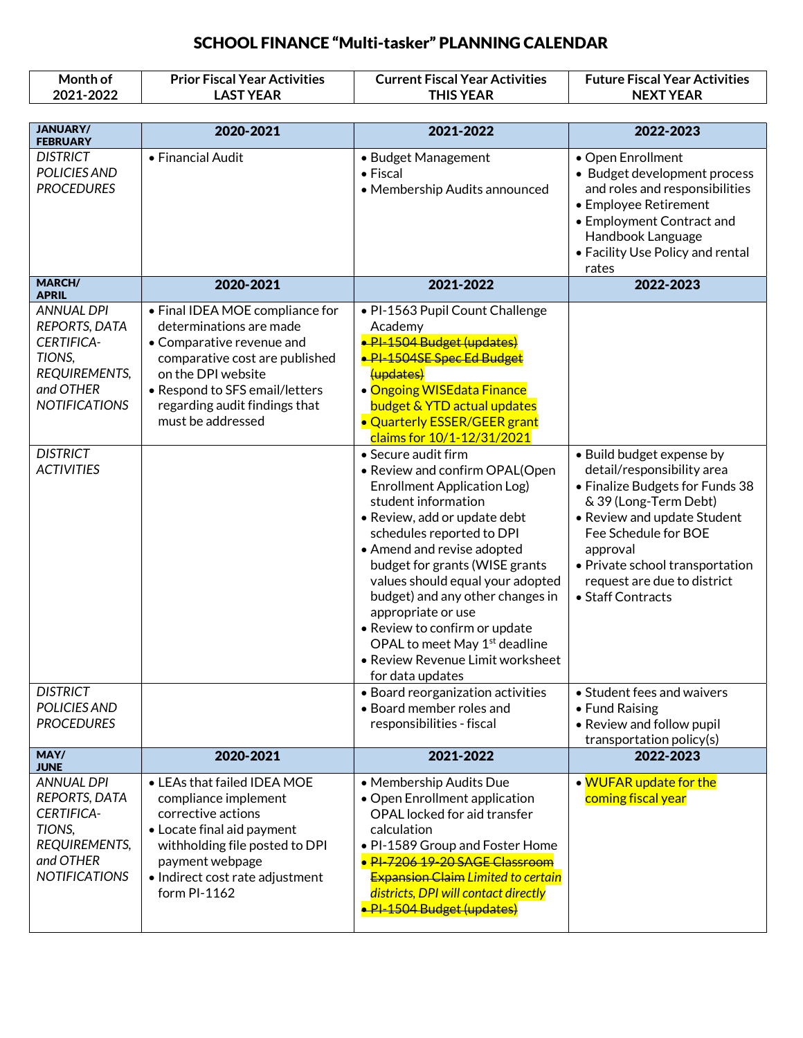# SCHOOL FINANCE "Multi-tasker" PLANNING CALENDAR

| Month of 2021-2022 | Prior Fiscal Year Activities LAST YEAR | Current Fiscal Year Activities THIS YEAR | Future Fiscal Year Activities NEXT YEAR |
|---|---|---|---|
| **JANUARY/ FEBRUARY** | **2020-2021** | **2021-2022** | **2022-2023** |
| *DISTRICT POLICIES AND PROCEDURES* | • Financial Audit | • Budget Management<br>• Fiscal<br>• Membership Audits announced | • Open Enrollment<br>• Budget development process and roles and responsibilities<br>• Employee Retirement<br>• Employment Contract and Handbook Language<br>• Facility Use Policy and rental rates |
| **MARCH/ APRIL** | **2020-2021** | **2021-2022** | **2022-2023** |
| *ANNUAL DPI REPORTS, DATA CERTIFICA-TIONS, REQUIREMENTS, and OTHER NOTIFICATIONS* | • Final IDEA MOE compliance for determinations are made<br>• Comparative revenue and comparative cost are published on the DPI website<br>• Respond to SFS email/letters regarding audit findings that must be addressed | • PI-1563 Pupil Count Challenge Academy<br>• ~~PI-1504 Budget (updates)~~<br>• ~~PI-1504SE Spec Ed Budget (updates)~~<br>• Ongoing WISEdata Finance budget & YTD actual updates<br>• Quarterly ESSER/GEER grant claims for 10/1-12/31/2021 | |
| *DISTRICT ACTIVITIES* | | • Secure audit firm<br>• Review and confirm OPAL(Open Enrollment Application Log) student information<br>• Review, add or update debt schedules reported to DPI<br>• Amend and revise adopted budget for grants (WISE grants values should equal your adopted budget) and any other changes in appropriate or use<br>• Review to confirm or update OPAL to meet May 1st deadline<br>• Review Revenue Limit worksheet for data updates | • Build budget expense by detail/responsibility area<br>• Finalize Budgets for Funds 38 & 39 (Long-Term Debt)<br>• Review and update Student Fee Schedule for BOE approval<br>• Private school transportation request are due to district<br>• Staff Contracts |
| *DISTRICT POLICIES AND PROCEDURES* | | • Board reorganization activities<br>• Board member roles and responsibilities - fiscal | • Student fees and waivers<br>• Fund Raising<br>• Review and follow pupil transportation policy(s) |
| **MAY/ JUNE** | **2020-2021** | **2021-2022** | **2022-2023** |
| *ANNUAL DPI REPORTS, DATA CERTIFICA-TIONS, REQUIREMENTS, and OTHER NOTIFICATIONS* | • LEAs that failed IDEA MOE compliance implement corrective actions<br>• Locate final aid payment withholding file posted to DPI payment webpage<br>• Indirect cost rate adjustment form PI-1162 | • Membership Audits Due<br>• Open Enrollment application OPAL locked for aid transfer calculation<br>• PI-1589 Group and Foster Home<br>• ~~PI-7206 19-20 SAGE Classroom Expansion Claim~~ *Limited to certain districts, DPI will contact directly*<br>• ~~PI-1504 Budget (updates)~~ | • WUFAR update for the coming fiscal year |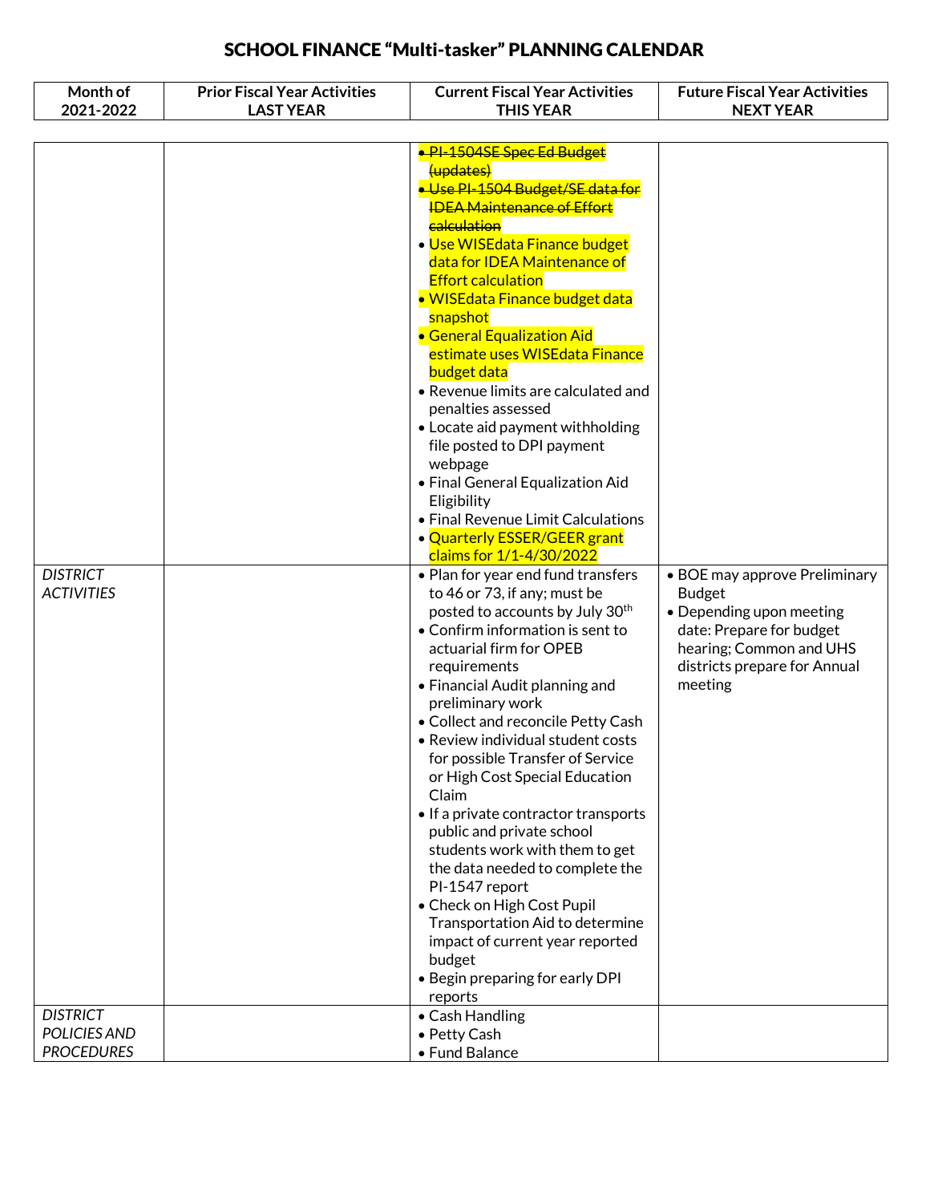# SCHOOL FINANCE "Multi-tasker" PLANNING CALENDAR

| Month of 2021-2022 | Prior Fiscal Year Activities LAST YEAR | Current Fiscal Year Activities THIS YEAR | Future Fiscal Year Activities NEXT YEAR |
|---|---|---|---|
| | | • ~~PI-1504SE Spec Ed Budget (updates)~~<br>• ~~Use PI-1504 Budget/SE data for IDEA Maintenance of Effort calculation~~<br>• Use WISEdata Finance budget data for IDEA Maintenance of Effort calculation<br>• WISEdata Finance budget data snapshot<br>• General Equalization Aid estimate uses WISEdata Finance budget data<br>• Revenue limits are calculated and penalties assessed<br>• Locate aid payment withholding file posted to DPI payment webpage<br>• Final General Equalization Aid Eligibility<br>• Final Revenue Limit Calculations<br>• Quarterly ESSER/GEER grant claims for 1/1-4/30/2022 | |
| *DISTRICT ACTIVITIES* | | • Plan for year end fund transfers to 46 or 73, if any; must be posted to accounts by July 30th<br>• Confirm information is sent to actuarial firm for OPEB requirements<br>• Financial Audit planning and preliminary work<br>• Collect and reconcile Petty Cash<br>• Review individual student costs for possible Transfer of Service or High Cost Special Education Claim<br>• If a private contractor transports public and private school students work with them to get the data needed to complete the PI-1547 report<br>• Check on High Cost Pupil Transportation Aid to determine impact of current year reported budget<br>• Begin preparing for early DPI reports | • BOE may approve Preliminary Budget<br>• Depending upon meeting date: Prepare for budget hearing; Common and UHS districts prepare for Annual meeting |
| *DISTRICT POLICIES AND PROCEDURES* | | • Cash Handling<br>• Petty Cash<br>• Fund Balance | |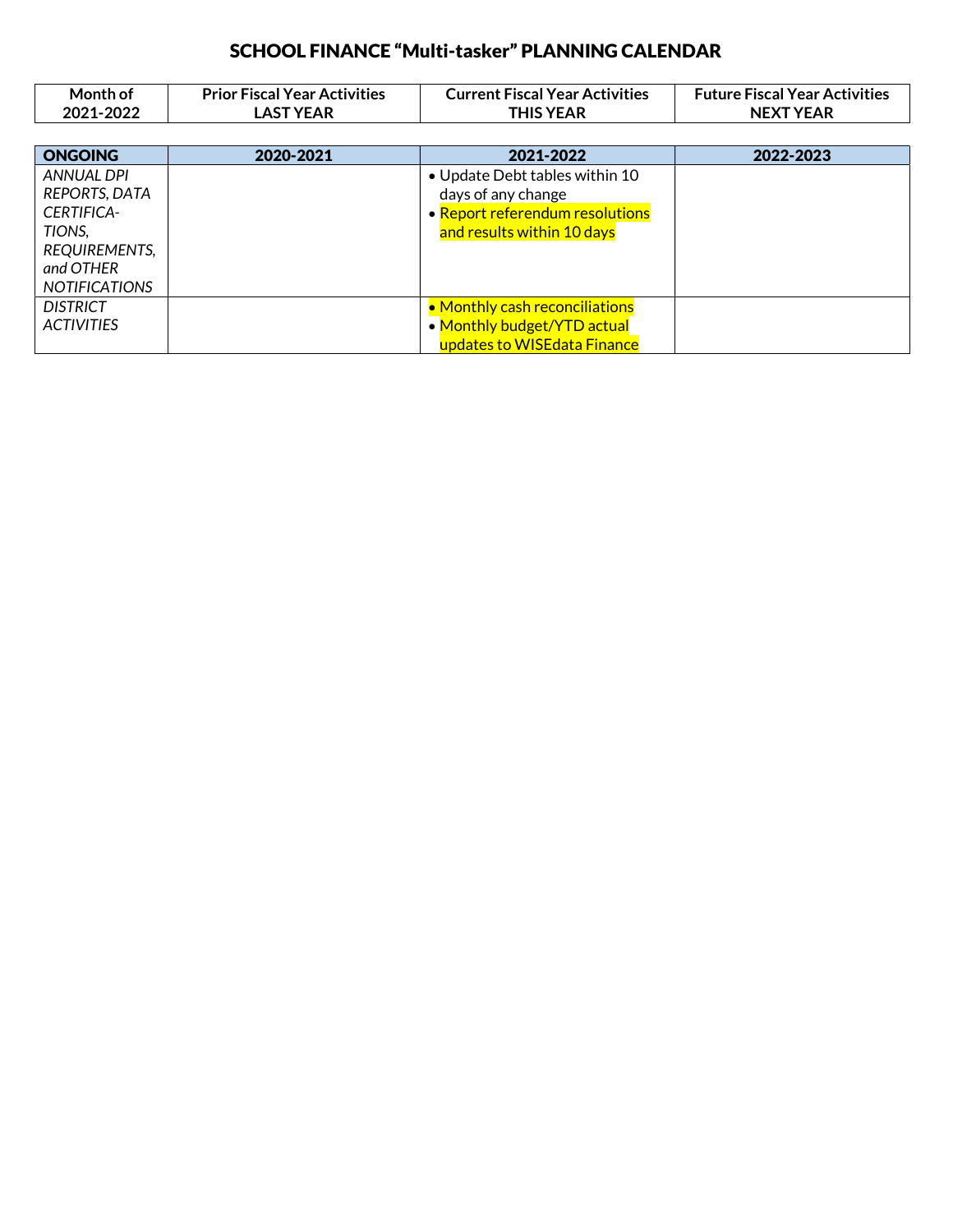## SCHOOL FINANCE "Multi-tasker" PLANNING CALENDAR

| Month of 2021-2022 | Prior Fiscal Year Activities LAST YEAR | Current Fiscal Year Activities THIS YEAR | Future Fiscal Year Activities NEXT YEAR |
|---|---|---|---|
| **ONGOING** | **2020-2021** | **2021-2022** | **2022-2023** |
| *ANNUAL DPI REPORTS, DATA CERTIFICA-TIONS, REQUIREMENTS, and OTHER NOTIFICATIONS* | | • Update Debt tables within 10 days of any change<br>• Report referendum resolutions and results within 10 days | |
| *DISTRICT ACTIVITIES* | | • Monthly cash reconciliations<br>• Monthly budget/YTD actual updates to WISEdata Finance | |